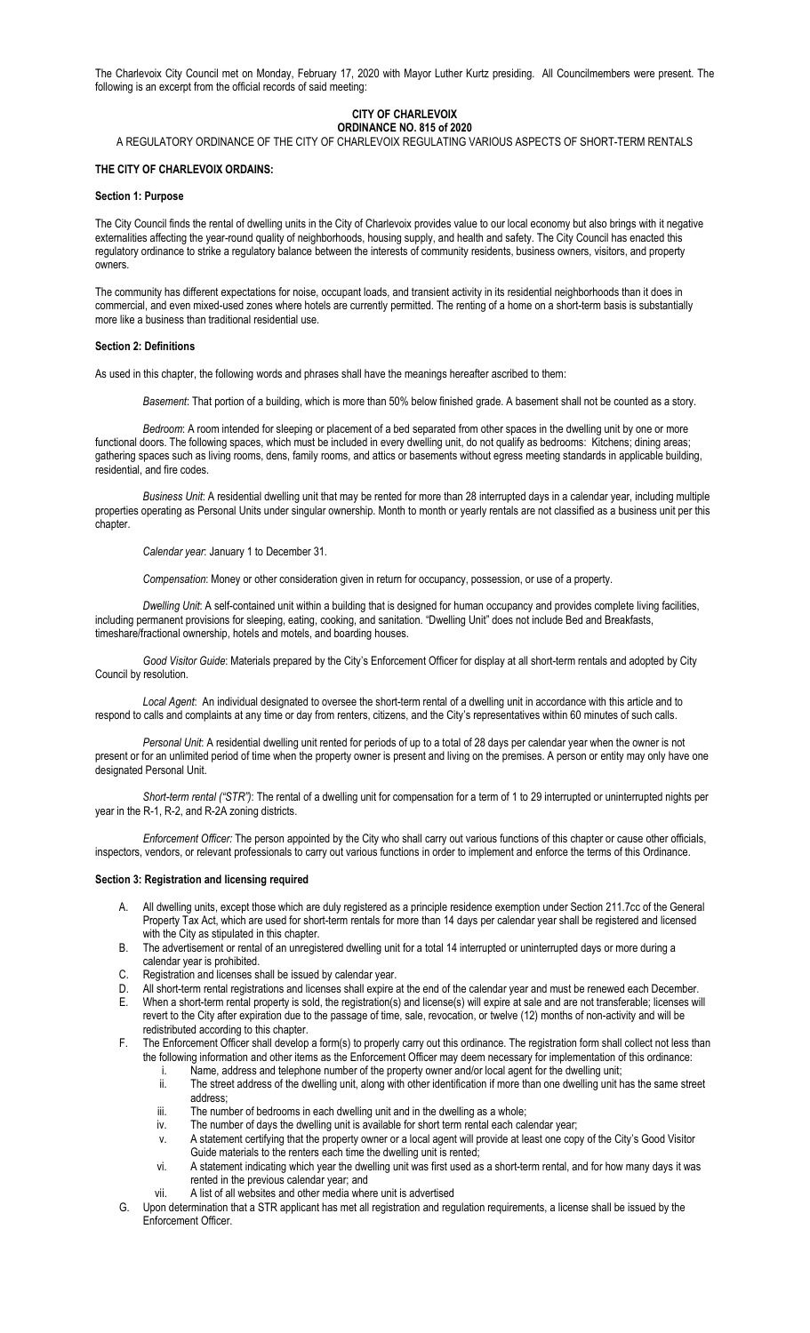The Charlevoix City Council met on Monday, February 17, 2020 with Mayor Luther Kurtz presiding. All Councilmembers were present. The following is an excerpt from the official records of said meeting:

**CITY OF CHARLEVOIX**
**ORDINANCE NO. 815 of 2020**

A REGULATORY ORDINANCE OF THE CITY OF CHARLEVOIX REGULATING VARIOUS ASPECTS OF SHORT-TERM RENTALS

**THE CITY OF CHARLEVOIX ORDAINS:**

### Section 1: Purpose

The City Council finds the rental of dwelling units in the City of Charlevoix provides value to our local economy but also brings with it negative externalities affecting the year-round quality of neighborhoods, housing supply, and health and safety. The City Council has enacted this regulatory ordinance to strike a regulatory balance between the interests of community residents, business owners, visitors, and property owners.

The community has different expectations for noise, occupant loads, and transient activity in its residential neighborhoods than it does in commercial, and even mixed-used zones where hotels are currently permitted. The renting of a home on a short-term basis is substantially more like a business than traditional residential use.

### Section 2: Definitions

As used in this chapter, the following words and phrases shall have the meanings hereafter ascribed to them:

*Basement*: That portion of a building, which is more than 50% below finished grade. A basement shall not be counted as a story.

*Bedroom*: A room intended for sleeping or placement of a bed separated from other spaces in the dwelling unit by one or more functional doors. The following spaces, which must be included in every dwelling unit, do not qualify as bedrooms: Kitchens; dining areas; gathering spaces such as living rooms, dens, family rooms, and attics or basements without egress meeting standards in applicable building, residential, and fire codes.

*Business Unit*: A residential dwelling unit that may be rented for more than 28 interrupted days in a calendar year, including multiple properties operating as Personal Units under singular ownership. Month to month or yearly rentals are not classified as a business unit per this chapter.

*Calendar year*: January 1 to December 31.

*Compensation*: Money or other consideration given in return for occupancy, possession, or use of a property.

*Dwelling Unit*: A self-contained unit within a building that is designed for human occupancy and provides complete living facilities, including permanent provisions for sleeping, eating, cooking, and sanitation. "Dwelling Unit" does not include Bed and Breakfasts, timeshare/fractional ownership, hotels and motels, and boarding houses.

*Good Visitor Guide*: Materials prepared by the City's Enforcement Officer for display at all short-term rentals and adopted by City Council by resolution.

*Local Agent*: An individual designated to oversee the short-term rental of a dwelling unit in accordance with this article and to respond to calls and complaints at any time or day from renters, citizens, and the City's representatives within 60 minutes of such calls.

*Personal Unit*: A residential dwelling unit rented for periods of up to a total of 28 days per calendar year when the owner is not present or for an unlimited period of time when the property owner is present and living on the premises. A person or entity may only have one designated Personal Unit.

*Short-term rental ("STR")*: The rental of a dwelling unit for compensation for a term of 1 to 29 interrupted or uninterrupted nights per year in the R-1, R-2, and R-2A zoning districts.

*Enforcement Officer:* The person appointed by the City who shall carry out various functions of this chapter or cause other officials, inspectors, vendors, or relevant professionals to carry out various functions in order to implement and enforce the terms of this Ordinance.

### Section 3: Registration and licensing required

A. All dwelling units, except those which are duly registered as a principle residence exemption under Section 211.7cc of the General Property Tax Act, which are used for short-term rentals for more than 14 days per calendar year shall be registered and licensed with the City as stipulated in this chapter.
B. The advertisement or rental of an unregistered dwelling unit for a total 14 interrupted or uninterrupted days or more during a calendar year is prohibited.
C. Registration and licenses shall be issued by calendar year.
D. All short-term rental registrations and licenses shall expire at the end of the calendar year and must be renewed each December.
E. When a short-term rental property is sold, the registration(s) and license(s) will expire at sale and are not transferable; licenses will revert to the City after expiration due to the passage of time, sale, revocation, or twelve (12) months of non-activity and will be redistributed according to this chapter.
F. The Enforcement Officer shall develop a form(s) to properly carry out this ordinance. The registration form shall collect not less than the following information and other items as the Enforcement Officer may deem necessary for implementation of this ordinance:
   i. Name, address and telephone number of the property owner and/or local agent for the dwelling unit;
   ii. The street address of the dwelling unit, along with other identification if more than one dwelling unit has the same street address;
   iii. The number of bedrooms in each dwelling unit and in the dwelling as a whole;
   iv. The number of days the dwelling unit is available for short term rental each calendar year;
   v. A statement certifying that the property owner or a local agent will provide at least one copy of the City's Good Visitor Guide materials to the renters each time the dwelling unit is rented;
   vi. A statement indicating which year the dwelling unit was first used as a short-term rental, and for how many days it was rented in the previous calendar year; and
   vii. A list of all websites and other media where unit is advertised
G. Upon determination that a STR applicant has met all registration and regulation requirements, a license shall be issued by the Enforcement Officer.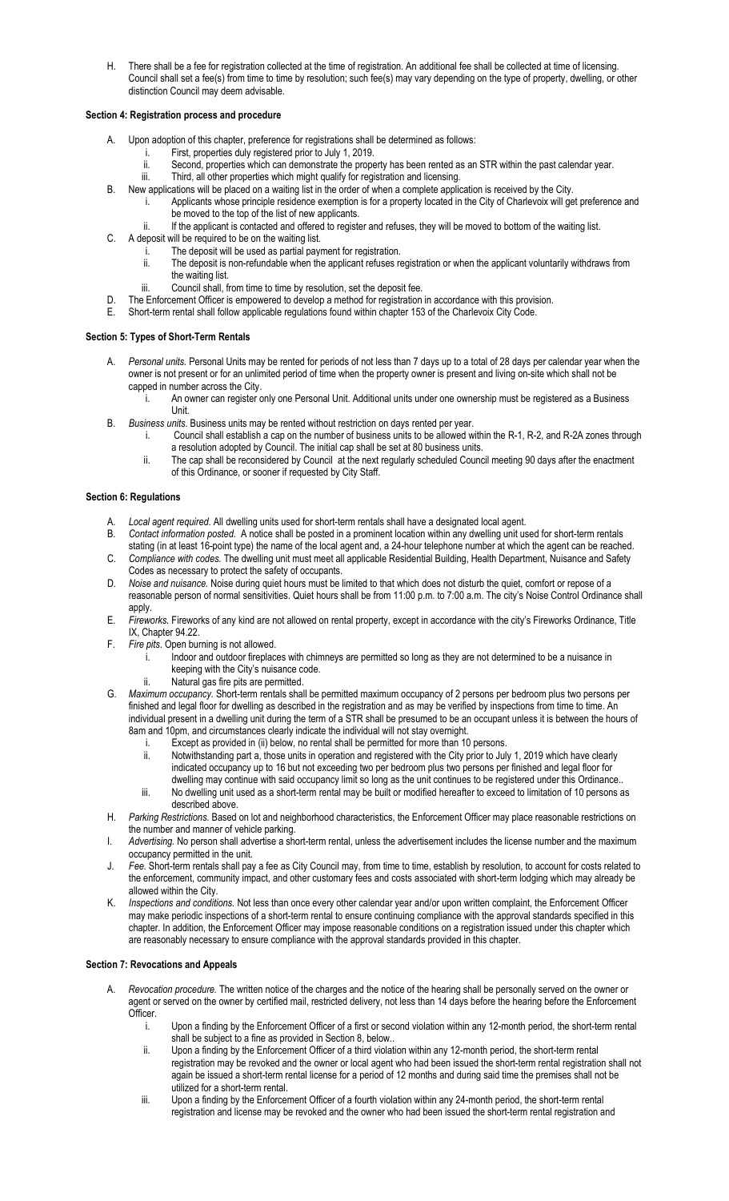H. There shall be a fee for registration collected at the time of registration. An additional fee shall be collected at time of licensing. Council shall set a fee(s) from time to time by resolution; such fee(s) may vary depending on the type of property, dwelling, or other distinction Council may deem advisable.

**Section 4: Registration process and procedure**

A. Upon adoption of this chapter, preference for registrations shall be determined as follows:
   i. First, properties duly registered prior to July 1, 2019.
   ii. Second, properties which can demonstrate the property has been rented as an STR within the past calendar year.
   iii. Third, all other properties which might qualify for registration and licensing.
B. New applications will be placed on a waiting list in the order of when a complete application is received by the City.
   i. Applicants whose principle residence exemption is for a property located in the City of Charlevoix will get preference and be moved to the top of the list of new applicants.
   ii. If the applicant is contacted and offered to register and refuses, they will be moved to bottom of the waiting list.
C. A deposit will be required to be on the waiting list.
   i. The deposit will be used as partial payment for registration.
   ii. The deposit is non-refundable when the applicant refuses registration or when the applicant voluntarily withdraws from the waiting list.
   iii. Council shall, from time to time by resolution, set the deposit fee.
D. The Enforcement Officer is empowered to develop a method for registration in accordance with this provision.
E. Short-term rental shall follow applicable regulations found within chapter 153 of the Charlevoix City Code.

**Section 5: Types of Short-Term Rentals**

A. *Personal units.* Personal Units may be rented for periods of not less than 7 days up to a total of 28 days per calendar year when the owner is not present or for an unlimited period of time when the property owner is present and living on-site which shall not be capped in number across the City.
   i. An owner can register only one Personal Unit. Additional units under one ownership must be registered as a Business Unit.
B. *Business units.* Business units may be rented without restriction on days rented per year.
   i. Council shall establish a cap on the number of business units to be allowed within the R-1, R-2, and R-2A zones through a resolution adopted by Council. The initial cap shall be set at 80 business units.
   ii. The cap shall be reconsidered by Council at the next regularly scheduled Council meeting 90 days after the enactment of this Ordinance, or sooner if requested by City Staff.

**Section 6: Regulations**

A. *Local agent required.* All dwelling units used for short-term rentals shall have a designated local agent.
B. *Contact information posted.* A notice shall be posted in a prominent location within any dwelling unit used for short-term rentals stating (in at least 16-point type) the name of the local agent and, a 24-hour telephone number at which the agent can be reached.
C. *Compliance with codes.* The dwelling unit must meet all applicable Residential Building, Health Department, Nuisance and Safety Codes as necessary to protect the safety of occupants.
D. *Noise and nuisance.* Noise during quiet hours must be limited to that which does not disturb the quiet, comfort or repose of a reasonable person of normal sensitivities. Quiet hours shall be from 11:00 p.m. to 7:00 a.m. The city's Noise Control Ordinance shall apply.
E. *Fireworks.* Fireworks of any kind are not allowed on rental property, except in accordance with the city's Fireworks Ordinance, Title IX, Chapter 94.22.
F. *Fire pits.* Open burning is not allowed.
   i. Indoor and outdoor fireplaces with chimneys are permitted so long as they are not determined to be a nuisance in keeping with the City's nuisance code.
   ii. Natural gas fire pits are permitted.
G. *Maximum occupancy.* Short-term rentals shall be permitted maximum occupancy of 2 persons per bedroom plus two persons per finished and legal floor for dwelling as described in the registration and as may be verified by inspections from time to time. An individual present in a dwelling unit during the term of a STR shall be presumed to be an occupant unless it is between the hours of 8am and 10pm, and circumstances clearly indicate the individual will not stay overnight.
   i. Except as provided in (ii) below, no rental shall be permitted for more than 10 persons.
   ii. Notwithstanding part a, those units in operation and registered with the City prior to July 1, 2019 which have clearly indicated occupancy up to 16 but not exceeding two per bedroom plus two persons per finished and legal floor for dwelling may continue with said occupancy limit so long as the unit continues to be registered under this Ordinance..
   iii. No dwelling unit used as a short-term rental may be built or modified hereafter to exceed to limitation of 10 persons as described above.
H. *Parking Restrictions.* Based on lot and neighborhood characteristics, the Enforcement Officer may place reasonable restrictions on the number and manner of vehicle parking.
I. *Advertising.* No person shall advertise a short-term rental, unless the advertisement includes the license number and the maximum occupancy permitted in the unit.
J. *Fee.* Short-term rentals shall pay a fee as City Council may, from time to time, establish by resolution, to account for costs related to the enforcement, community impact, and other customary fees and costs associated with short-term lodging which may already be allowed within the City.
K. *Inspections and conditions.* Not less than once every other calendar year and/or upon written complaint, the Enforcement Officer may make periodic inspections of a short-term rental to ensure continuing compliance with the approval standards specified in this chapter. In addition, the Enforcement Officer may impose reasonable conditions on a registration issued under this chapter which are reasonably necessary to ensure compliance with the approval standards provided in this chapter.

**Section 7: Revocations and Appeals**

A. *Revocation procedure.* The written notice of the charges and the notice of the hearing shall be personally served on the owner or agent or served on the owner by certified mail, restricted delivery, not less than 14 days before the hearing before the Enforcement Officer.
   i. Upon a finding by the Enforcement Officer of a first or second violation within any 12-month period, the short-term rental shall be subject to a fine as provided in Section 8, below..
   ii. Upon a finding by the Enforcement Officer of a third violation within any 12-month period, the short-term rental registration may be revoked and the owner or local agent who had been issued the short-term rental registration shall not again be issued a short-term rental license for a period of 12 months and during said time the premises shall not be utilized for a short-term rental.
   iii. Upon a finding by the Enforcement Officer of a fourth violation within any 24-month period, the short-term rental registration and license may be revoked and the owner who had been issued the short-term rental registration and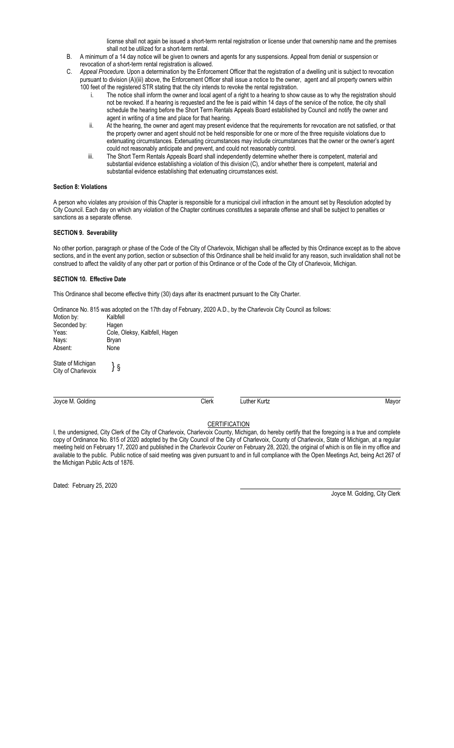license shall not again be issued a short-term rental registration or license under that ownership name and the premises shall not be utilized for a short-term rental.

B. A minimum of a 14 day notice will be given to owners and agents for any suspensions. Appeal from denial or suspension or revocation of a short-term rental registration is allowed.

C. *Appeal Procedure.* Upon a determination by the Enforcement Officer that the registration of a dwelling unit is subject to revocation pursuant to division (A)(iii) above, the Enforcement Officer shall issue a notice to the owner, agent and all property owners within 100 feet of the registered STR stating that the city intends to revoke the rental registration.

   i. The notice shall inform the owner and local agent of a right to a hearing to show cause as to why the registration should not be revoked. If a hearing is requested and the fee is paid within 14 days of the service of the notice, the city shall schedule the hearing before the Short Term Rentals Appeals Board established by Council and notify the owner and agent in writing of a time and place for that hearing.

   ii. At the hearing, the owner and agent may present evidence that the requirements for revocation are not satisfied, or that the property owner and agent should not be held responsible for one or more of the three requisite violations due to extenuating circumstances. Extenuating circumstances may include circumstances that the owner or the owner's agent could not reasonably anticipate and prevent, and could not reasonably control.

   iii. The Short Term Rentals Appeals Board shall independently determine whether there is competent, material and substantial evidence establishing a violation of this division (C), and/or whether there is competent, material and substantial evidence establishing that extenuating circumstances exist.

**Section 8: Violations**

A person who violates any provision of this Chapter is responsible for a municipal civil infraction in the amount set by Resolution adopted by City Council. Each day on which any violation of the Chapter continues constitutes a separate offense and shall be subject to penalties or sanctions as a separate offense.

**SECTION 9. Severability**

No other portion, paragraph or phase of the Code of the City of Charlevoix, Michigan shall be affected by this Ordinance except as to the above sections, and in the event any portion, section or subsection of this Ordinance shall be held invalid for any reason, such invalidation shall not be construed to affect the validity of any other part or portion of this Ordinance or of the Code of the City of Charlevoix, Michigan.

**SECTION 10. Effective Date**

This Ordinance shall become effective thirty (30) days after its enactment pursuant to the City Charter.

Ordinance No. 815 was adopted on the 17th day of February, 2020 A.D., by the Charlevoix City Council as follows:

| | |
|---|---|
| Motion by: | Kalbfell |
| Seconded by: | Hagen |
| Yeas: | Cole, Oleksy, Kalbfell, Hagen |
| Nays: | Bryan |
| Absent: | None |

State of Michigan
City of Charlevoix } §

Joyce M. Golding, Clerk

Luther Kurtz, Mayor

CERTIFICATION

I, the undersigned, City Clerk of the City of Charlevoix, Charlevoix County, Michigan, do hereby certify that the foregoing is a true and complete copy of Ordinance No. 815 of 2020 adopted by the City Council of the City of Charlevoix, County of Charlevoix, State of Michigan, at a regular meeting held on February 17, 2020 and published in the *Charlevoix Courier* on February 28, 2020, the original of which is on file in my office and available to the public. Public notice of said meeting was given pursuant to and in full compliance with the Open Meetings Act, being Act 267 of the Michigan Public Acts of 1876.

Dated: February 25, 2020

Joyce M. Golding, City Clerk